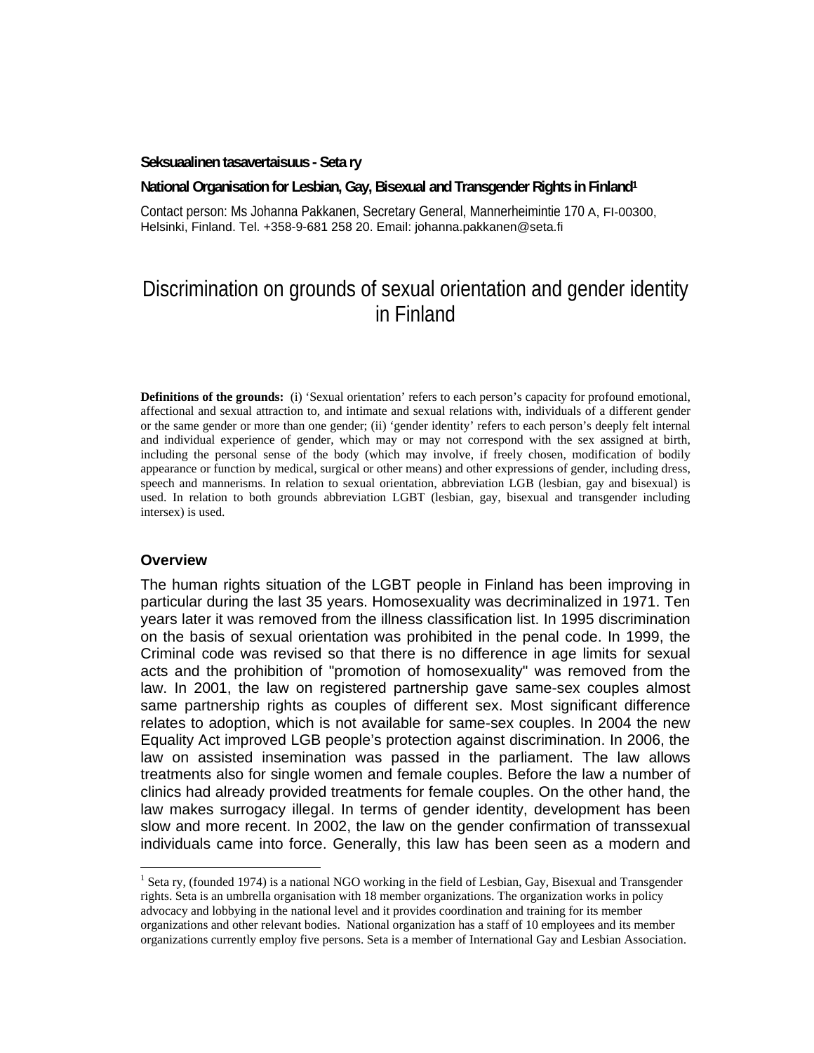**Seksuaalinen tasavertaisuus - Seta ry**

**National Organisation for Lesbian, Gay, Bisexual and Transgender Rights in Finland**[1]

Contact person: Ms Johanna Pakkanen, Secretary General, Mannerheimintie 170 A, FI-00300, Helsinki, Finland. Tel. +358-9-681 258 20. Email: johanna.pakkanen@seta.fi

# Discrimination on grounds of sexual orientation and gender identity in Finland

**Definitions of the grounds:** (i) 'Sexual orientation' refers to each person's capacity for profound emotional, affectional and sexual attraction to, and intimate and sexual relations with, individuals of a different gender or the same gender or more than one gender; (ii) 'gender identity' refers to each person's deeply felt internal and individual experience of gender, which may or may not correspond with the sex assigned at birth, including the personal sense of the body (which may involve, if freely chosen, modification of bodily appearance or function by medical, surgical or other means) and other expressions of gender, including dress, speech and mannerisms. In relation to sexual orientation, abbreviation LGB (lesbian, gay and bisexual) is used. In relation to both grounds abbreviation LGBT (lesbian, gay, bisexual and transgender including intersex) is used.

## Overview

The human rights situation of the LGBT people in Finland has been improving in particular during the last 35 years. Homosexuality was decriminalized in 1971. Ten years later it was removed from the illness classification list. In 1995 discrimination on the basis of sexual orientation was prohibited in the penal code. In 1999, the Criminal code was revised so that there is no difference in age limits for sexual acts and the prohibition of "promotion of homosexuality" was removed from the law. In 2001, the law on registered partnership gave same-sex couples almost same partnership rights as couples of different sex. Most significant difference relates to adoption, which is not available for same-sex couples. In 2004 the new Equality Act improved LGB people's protection against discrimination. In 2006, the law on assisted insemination was passed in the parliament. The law allows treatments also for single women and female couples. Before the law a number of clinics had already provided treatments for female couples. On the other hand, the law makes surrogacy illegal. In terms of gender identity, development has been slow and more recent. In 2002, the law on the gender confirmation of transsexual individuals came into force. Generally, this law has been seen as a modern and

---

[1] Seta ry, (founded 1974) is a national NGO working in the field of Lesbian, Gay, Bisexual and Transgender rights. Seta is an umbrella organisation with 18 member organizations. The organization works in policy advocacy and lobbying in the national level and it provides coordination and training for its member organizations and other relevant bodies. National organization has a staff of 10 employees and its member organizations currently employ five persons. Seta is a member of International Gay and Lesbian Association.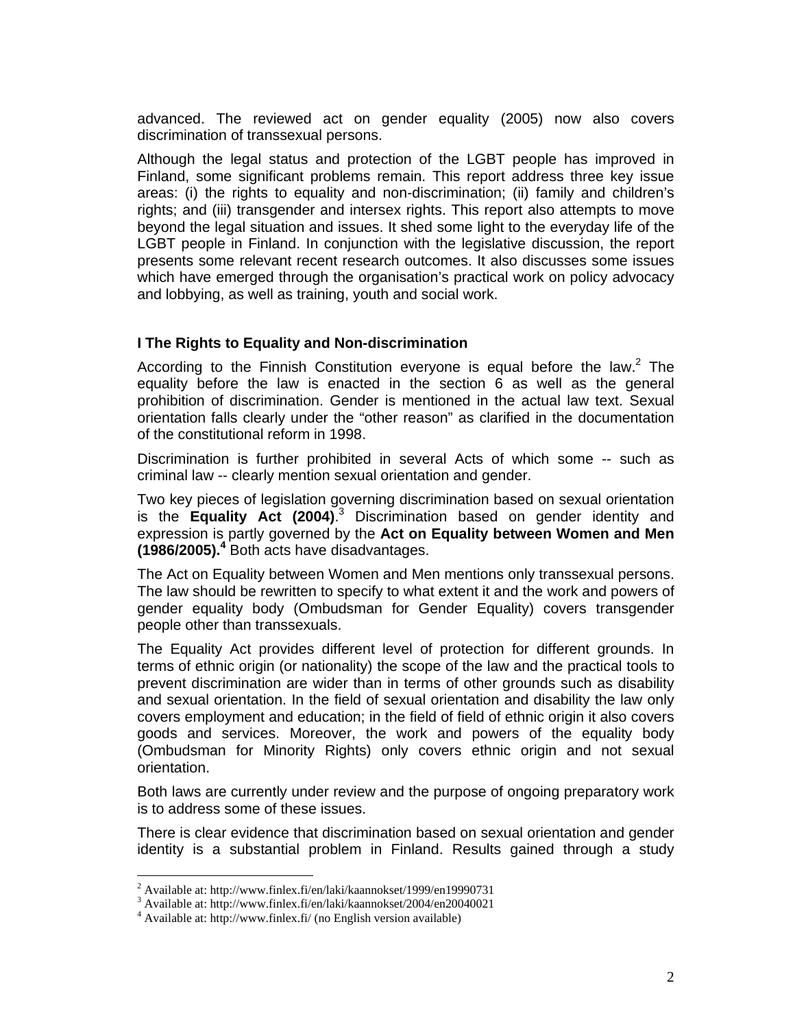advanced. The reviewed act on gender equality (2005) now also covers discrimination of transsexual persons.

Although the legal status and protection of the LGBT people has improved in Finland, some significant problems remain. This report address three key issue areas: (i) the rights to equality and non-discrimination; (ii) family and children's rights; and (iii) transgender and intersex rights. This report also attempts to move beyond the legal situation and issues. It shed some light to the everyday life of the LGBT people in Finland. In conjunction with the legislative discussion, the report presents some relevant recent research outcomes. It also discusses some issues which have emerged through the organisation's practical work on policy advocacy and lobbying, as well as training, youth and social work.

### I The Rights to Equality and Non-discrimination

According to the Finnish Constitution everyone is equal before the law.[2] The equality before the law is enacted in the section 6 as well as the general prohibition of discrimination. Gender is mentioned in the actual law text. Sexual orientation falls clearly under the "other reason" as clarified in the documentation of the constitutional reform in 1998.

Discrimination is further prohibited in several Acts of which some -- such as criminal law -- clearly mention sexual orientation and gender.

Two key pieces of legislation governing discrimination based on sexual orientation is the **Equality Act (2004)**.[3] Discrimination based on gender identity and expression is partly governed by the **Act on Equality between Women and Men (1986/2005).[4]** Both acts have disadvantages.

The Act on Equality between Women and Men mentions only transsexual persons. The law should be rewritten to specify to what extent it and the work and powers of gender equality body (Ombudsman for Gender Equality) covers transgender people other than transsexuals.

The Equality Act provides different level of protection for different grounds. In terms of ethnic origin (or nationality) the scope of the law and the practical tools to prevent discrimination are wider than in terms of other grounds such as disability and sexual orientation. In the field of sexual orientation and disability the law only covers employment and education; in the field of field of ethnic origin it also covers goods and services. Moreover, the work and powers of the equality body (Ombudsman for Minority Rights) only covers ethnic origin and not sexual orientation.

Both laws are currently under review and the purpose of ongoing preparatory work is to address some of these issues.

There is clear evidence that discrimination based on sexual orientation and gender identity is a substantial problem in Finland. Results gained through a study

[2] Available at: http://www.finlex.fi/en/laki/kaannokset/1999/en19990731

[3] Available at: http://www.finlex.fi/en/laki/kaannokset/2004/en20040021

[4] Available at: http://www.finlex.fi/ (no English version available)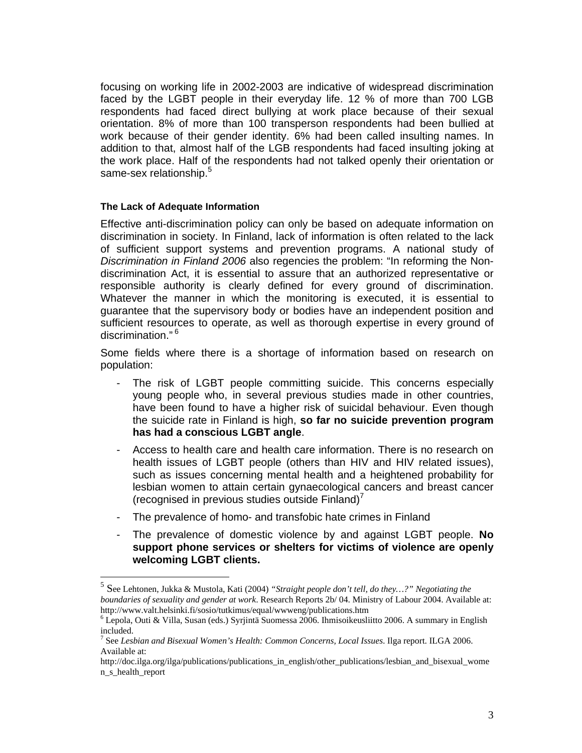focusing on working life in 2002-2003 are indicative of widespread discrimination faced by the LGBT people in their everyday life. 12 % of more than 700 LGB respondents had faced direct bullying at work place because of their sexual orientation. 8% of more than 100 transperson respondents had been bullied at work because of their gender identity. 6% had been called insulting names. In addition to that, almost half of the LGB respondents had faced insulting joking at the work place. Half of the respondents had not talked openly their orientation or same-sex relationship.[5]

#### The Lack of Adequate Information

Effective anti-discrimination policy can only be based on adequate information on discrimination in society. In Finland, lack of information is often related to the lack of sufficient support systems and prevention programs. A national study of *Discrimination in Finland 2006* also regencies the problem: "In reforming the Non-discrimination Act, it is essential to assure that an authorized representative or responsible authority is clearly defined for every ground of discrimination. Whatever the manner in which the monitoring is executed, it is essential to guarantee that the supervisory body or bodies have an independent position and sufficient resources to operate, as well as thorough expertise in every ground of discrimination."[6]

Some fields where there is a shortage of information based on research on population:

- The risk of LGBT people committing suicide. This concerns especially young people who, in several previous studies made in other countries, have been found to have a higher risk of suicidal behaviour. Even though the suicide rate in Finland is high, **so far no suicide prevention program has had a conscious LGBT angle**.
- Access to health care and health care information. There is no research on health issues of LGBT people (others than HIV and HIV related issues), such as issues concerning mental health and a heightened probability for lesbian women to attain certain gynaecological cancers and breast cancer (recognised in previous studies outside Finland)[7]
- The prevalence of homo- and transfobic hate crimes in Finland
- The prevalence of domestic violence by and against LGBT people. **No support phone services or shelters for victims of violence are openly welcoming LGBT clients.**

---

[5] See Lehtonen, Jukka & Mustola, Kati (2004) *"Straight people don't tell, do they…?" Negotiating the boundaries of sexuality and gender at work*. Research Reports 2b/ 04. Ministry of Labour 2004. Available at: http://www.valt.helsinki.fi/sosio/tutkimus/equal/wwweng/publications.htm

[6] Lepola, Outi & Villa, Susan (eds.) Syrjintä Suomessa 2006. Ihmisoikeusliitto 2006. A summary in English included.

[7] See *Lesbian and Bisexual Women's Health: Common Concerns, Local Issues*. Ilga report. ILGA 2006. Available at: http://doc.ilga.org/ilga/publications/publications_in_english/other_publications/lesbian_and_bisexual_women_s_health_report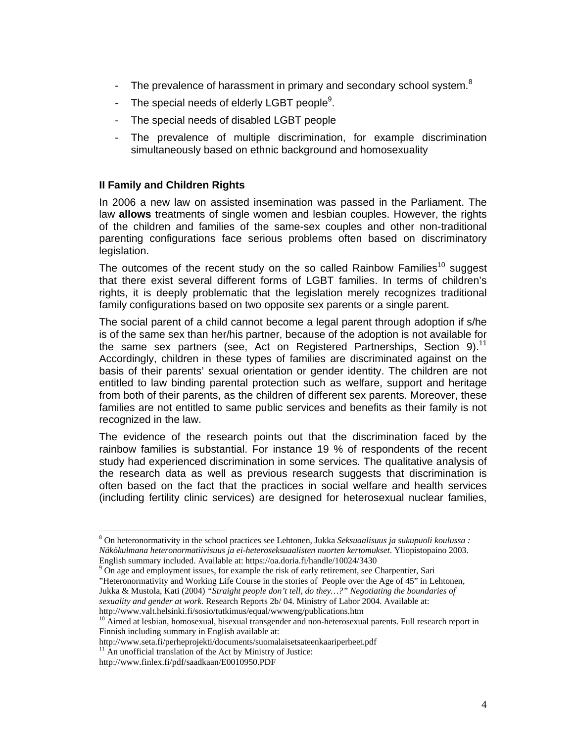- The prevalence of harassment in primary and secondary school system.[8]
- The special needs of elderly LGBT people[9].
- The special needs of disabled LGBT people
- The prevalence of multiple discrimination, for example discrimination simultaneously based on ethnic background and homosexuality

### II Family and Children Rights

In 2006 a new law on assisted insemination was passed in the Parliament. The law **allows** treatments of single women and lesbian couples. However, the rights of the children and families of the same-sex couples and other non-traditional parenting configurations face serious problems often based on discriminatory legislation.

The outcomes of the recent study on the so called Rainbow Families[10] suggest that there exist several different forms of LGBT families. In terms of children's rights, it is deeply problematic that the legislation merely recognizes traditional family configurations based on two opposite sex parents or a single parent.

The social parent of a child cannot become a legal parent through adoption if s/he is of the same sex than her/his partner, because of the adoption is not available for the same sex partners (see, Act on Registered Partnerships, Section 9).[11] Accordingly, children in these types of families are discriminated against on the basis of their parents' sexual orientation or gender identity. The children are not entitled to law binding parental protection such as welfare, support and heritage from both of their parents, as the children of different sex parents. Moreover, these families are not entitled to same public services and benefits as their family is not recognized in the law.

The evidence of the research points out that the discrimination faced by the rainbow families is substantial. For instance 19 % of respondents of the recent study had experienced discrimination in some services. The qualitative analysis of the research data as well as previous research suggests that discrimination is often based on the fact that the practices in social welfare and health services (including fertility clinic services) are designed for heterosexual nuclear families,

---

[8] On heteronormativity in the school practices see Lehtonen, Jukka *Seksuaalisuus ja sukupuoli koulussa : Näkökulmana heteronormatiivisuus ja ei-heteroseksuaalisten nuorten kertomukset*. Yliopistopaino 2003. English summary included. Available at: https://oa.doria.fi/handle/10024/3430

[9] On age and employment issues, for example the risk of early retirement, see Charpentier, Sari "Heteronormativity and Working Life Course in the stories of People over the Age of 45" in Lehtonen, Jukka & Mustola, Kati (2004) *"Straight people don't tell, do they…?" Negotiating the boundaries of sexuality and gender at work*. Research Reports 2b/ 04. Ministry of Labor 2004. Available at: http://www.valt.helsinki.fi/sosio/tutkimus/equal/wwweng/publications.htm

[10] Aimed at lesbian, homosexual, bisexual transgender and non-heterosexual parents. Full research report in Finnish including summary in English available at: http://www.seta.fi/perheprojekti/documents/suomalaisetsateenkaariperheet.pdf

[11] An unofficial translation of the Act by Ministry of Justice: http://www.finlex.fi/pdf/saadkaan/E0010950.PDF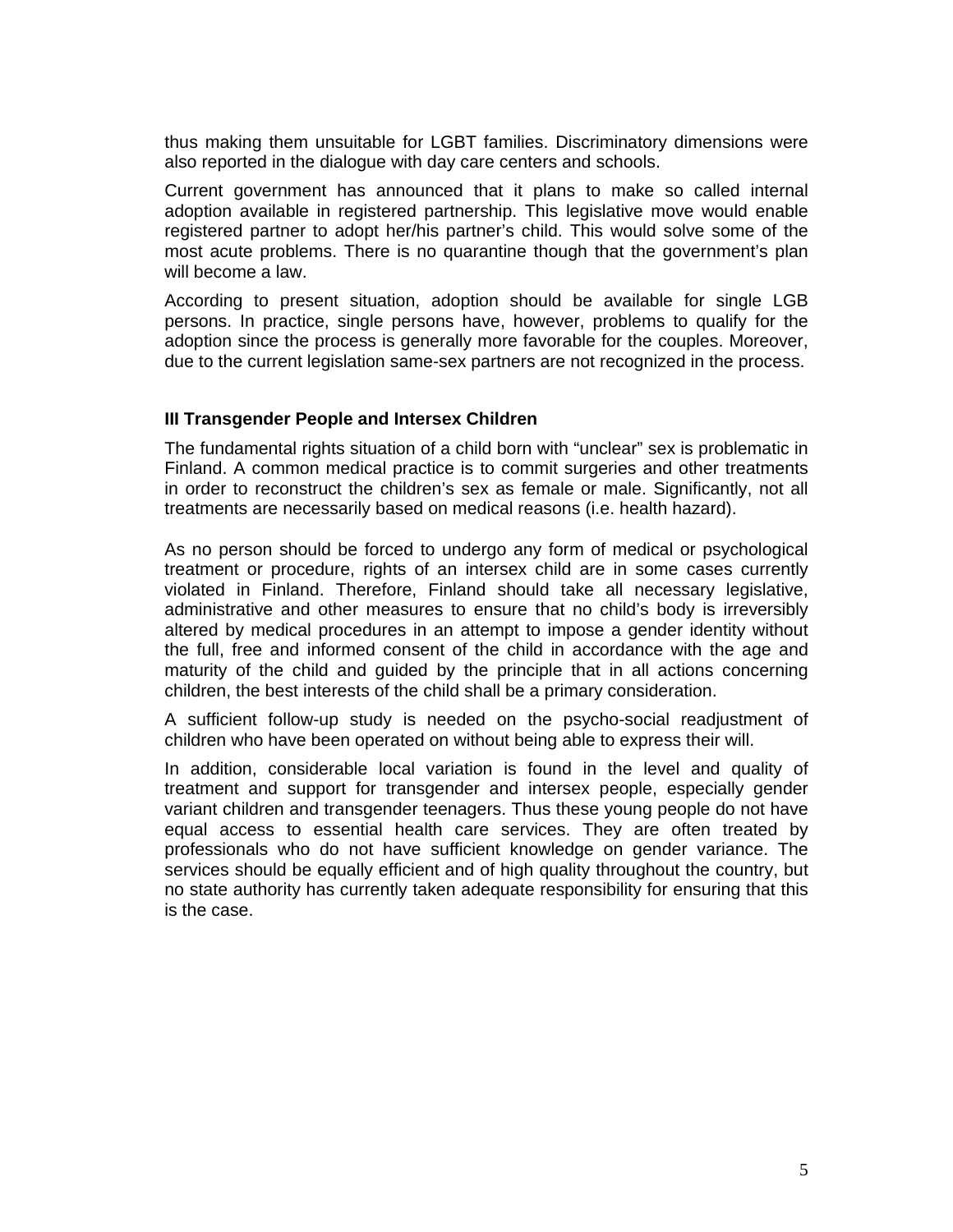thus making them unsuitable for LGBT families. Discriminatory dimensions were also reported in the dialogue with day care centers and schools.

Current government has announced that it plans to make so called internal adoption available in registered partnership. This legislative move would enable registered partner to adopt her/his partner's child. This would solve some of the most acute problems. There is no quarantine though that the government's plan will become a law.

According to present situation, adoption should be available for single LGB persons. In practice, single persons have, however, problems to qualify for the adoption since the process is generally more favorable for the couples. Moreover, due to the current legislation same-sex partners are not recognized in the process.

### III Transgender People and Intersex Children

The fundamental rights situation of a child born with "unclear" sex is problematic in Finland. A common medical practice is to commit surgeries and other treatments in order to reconstruct the children's sex as female or male. Significantly, not all treatments are necessarily based on medical reasons (i.e. health hazard).

As no person should be forced to undergo any form of medical or psychological treatment or procedure, rights of an intersex child are in some cases currently violated in Finland. Therefore, Finland should take all necessary legislative, administrative and other measures to ensure that no child's body is irreversibly altered by medical procedures in an attempt to impose a gender identity without the full, free and informed consent of the child in accordance with the age and maturity of the child and guided by the principle that in all actions concerning children, the best interests of the child shall be a primary consideration.

A sufficient follow-up study is needed on the psycho-social readjustment of children who have been operated on without being able to express their will.

In addition, considerable local variation is found in the level and quality of treatment and support for transgender and intersex people, especially gender variant children and transgender teenagers. Thus these young people do not have equal access to essential health care services. They are often treated by professionals who do not have sufficient knowledge on gender variance. The services should be equally efficient and of high quality throughout the country, but no state authority has currently taken adequate responsibility for ensuring that this is the case.